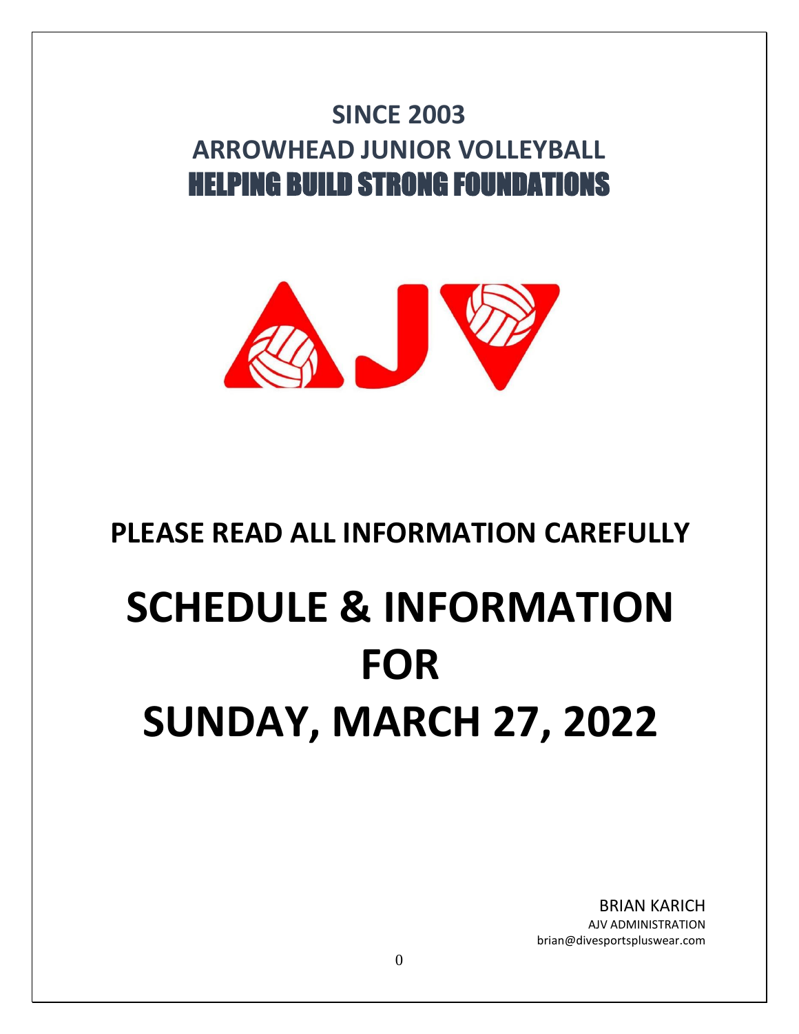# SINCE 2003
# ARROWHEAD JUNIOR VOLLEYBALL
# HELPING BUILD STRONG FOUNDATIONS

## PLEASE READ ALL INFORMATION CAREFULLY

# SCHEDULE & INFORMATION FOR SUNDAY, MARCH 27, 2022

BRIAN KARICH
AJV ADMINISTRATION
brian@divesportspluswear.com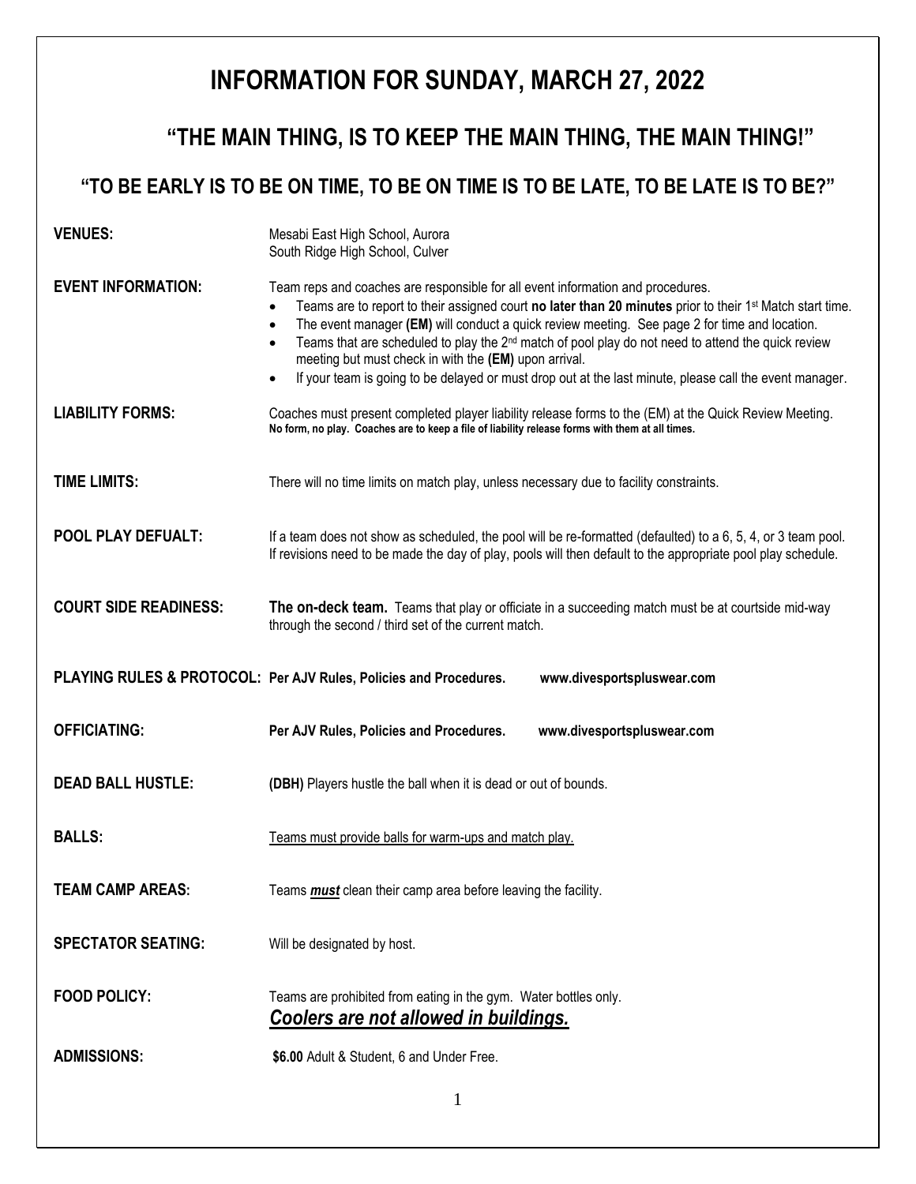# INFORMATION FOR SUNDAY, MARCH 27, 2022

## "THE MAIN THING, IS TO KEEP THE MAIN THING, THE MAIN THING!"

### "TO BE EARLY IS TO BE ON TIME, TO BE ON TIME IS TO BE LATE, TO BE LATE IS TO BE?"

**VENUES:**
Mesabi East High School, Aurora
South Ridge High School, Culver

**EVENT INFORMATION:**
Team reps and coaches are responsible for all event information and procedures.

- Teams are to report to their assigned court **no later than 20 minutes** prior to their 1st Match start time.
- The event manager **(EM)** will conduct a quick review meeting. See page 2 for time and location.
- Teams that are scheduled to play the 2nd match of pool play do not need to attend the quick review meeting but must check in with the **(EM)** upon arrival.
- If your team is going to be delayed or must drop out at the last minute, please call the event manager.

**LIABILITY FORMS:**
Coaches must present completed player liability release forms to the (EM) at the Quick Review Meeting. **No form, no play. Coaches are to keep a file of liability release forms with them at all times.**

**TIME LIMITS:**
There will no time limits on match play, unless necessary due to facility constraints.

**POOL PLAY DEFUALT:**
If a team does not show as scheduled, the pool will be re-formatted (defaulted) to a 6, 5, 4, or 3 team pool. If revisions need to be made the day of play, pools will then default to the appropriate pool play schedule.

**COURT SIDE READINESS:**
**The on-deck team.** Teams that play or officiate in a succeeding match must be at courtside mid-way through the second / third set of the current match.

**PLAYING RULES & PROTOCOL:** **Per AJV Rules, Policies and Procedures. www.divesportspluswear.com**

**OFFICIATING:** **Per AJV Rules, Policies and Procedures. www.divesportspluswear.com**

**DEAD BALL HUSTLE:** **(DBH)** Players hustle the ball when it is dead or out of bounds.

**BALLS:** Teams must provide balls for warm-ups and match play.

**TEAM CAMP AREAS:** Teams ***must*** clean their camp area before leaving the facility.

**SPECTATOR SEATING:** Will be designated by host.

**FOOD POLICY:**
Teams are prohibited from eating in the gym. Water bottles only.
***Coolers are not allowed in buildings.***

**ADMISSIONS:** **$6.00** Adult & Student, 6 and Under Free.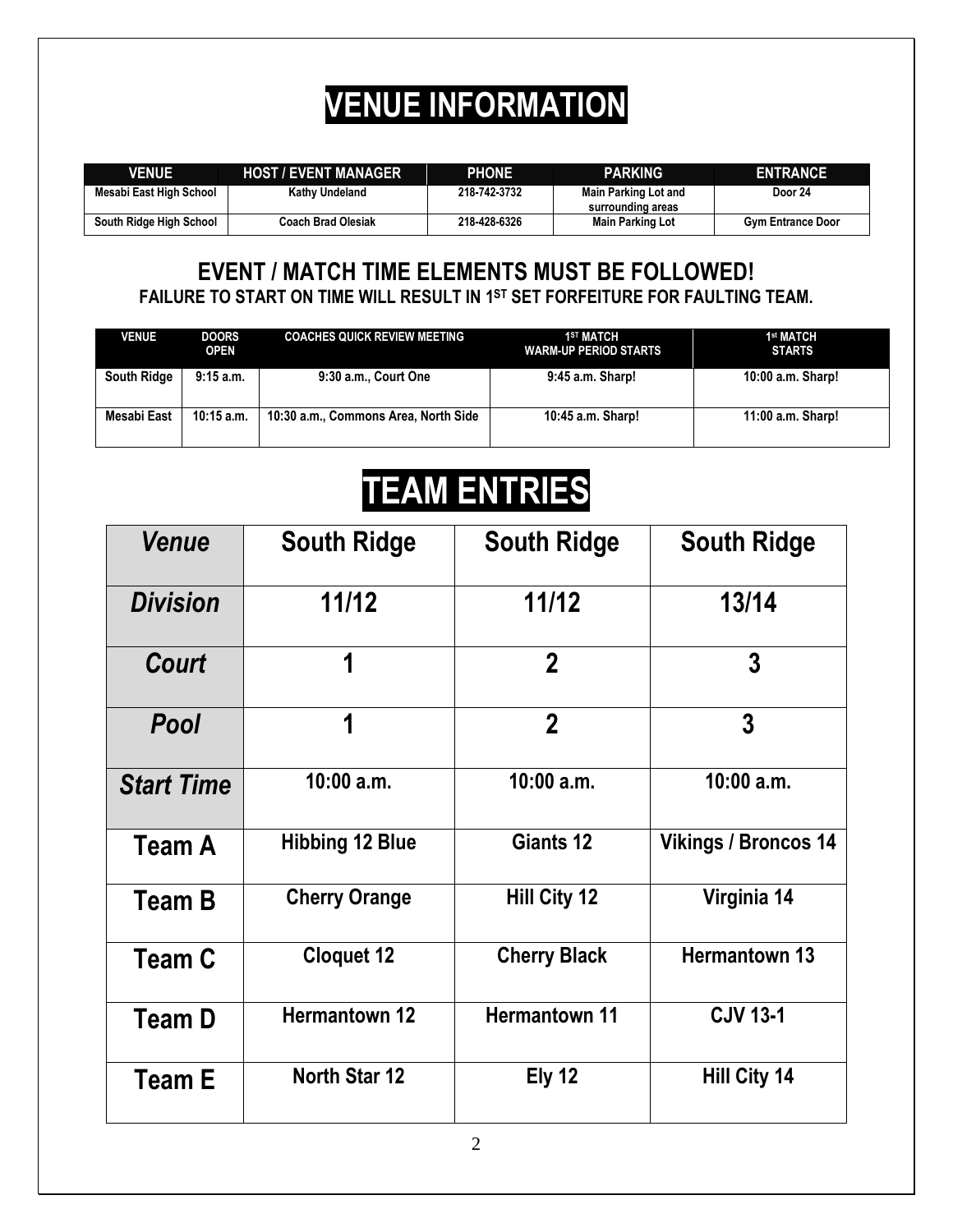# VENUE INFORMATION

| VENUE | HOST / EVENT MANAGER | PHONE | PARKING | ENTRANCE |
|---|---|---|---|---|
| Mesabi East High School | Kathy Undeland | 218-742-3732 | Main Parking Lot and surrounding areas | Door 24 |
| South Ridge High School | Coach Brad Olesiak | 218-428-6326 | Main Parking Lot | Gym Entrance Door |

## EVENT / MATCH TIME ELEMENTS MUST BE FOLLOWED!

**FAILURE TO START ON TIME WILL RESULT IN 1ST SET FORFEITURE FOR FAULTING TEAM.**

| VENUE | DOORS OPEN | COACHES QUICK REVIEW MEETING | 1ST MATCH WARM-UP PERIOD STARTS | 1st MATCH STARTS |
|---|---|---|---|---|
| South Ridge | 9:15 a.m. | 9:30 a.m., Court One | 9:45 a.m. Sharp! | 10:00 a.m. Sharp! |
| Mesabi East | 10:15 a.m. | 10:30 a.m., Commons Area, North Side | 10:45 a.m. Sharp! | 11:00 a.m. Sharp! |

# TEAM ENTRIES

| *Venue* | South Ridge | South Ridge | South Ridge |
|---|---|---|---|
| *Division* | 11/12 | 11/12 | 13/14 |
| *Court* | 1 | 2 | 3 |
| *Pool* | 1 | 2 | 3 |
| *Start Time* | 10:00 a.m. | 10:00 a.m. | 10:00 a.m. |
| **Team A** | Hibbing 12 Blue | Giants 12 | Vikings / Broncos 14 |
| **Team B** | Cherry Orange | Hill City 12 | Virginia 14 |
| **Team C** | Cloquet 12 | Cherry Black | Hermantown 13 |
| **Team D** | Hermantown 12 | Hermantown 11 | CJV 13-1 |
| **Team E** | North Star 12 | Ely 12 | Hill City 14 |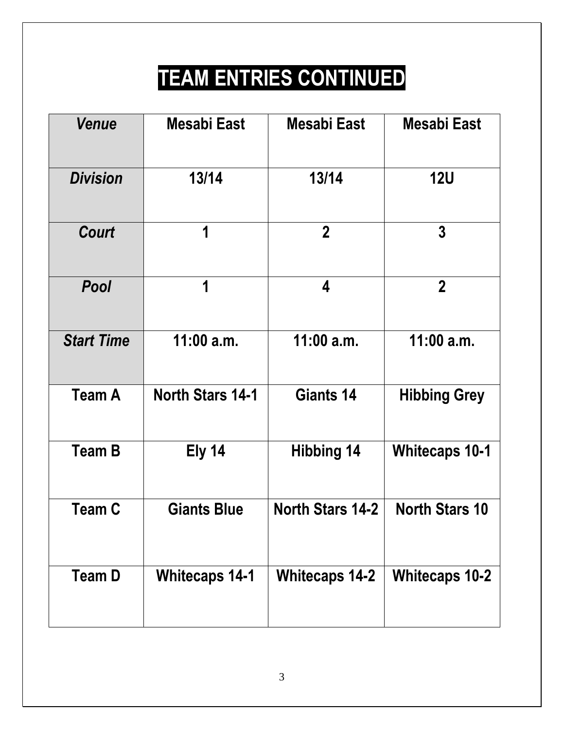# TEAM ENTRIES CONTINUED

| ***Venue*** | **Mesabi East** | **Mesabi East** | **Mesabi East** |
|---|---|---|---|
| ***Division*** | **13/14** | **13/14** | **12U** |
| ***Court*** | **1** | **2** | **3** |
| ***Pool*** | **1** | **4** | **2** |
| ***Start Time*** | **11:00 a.m.** | **11:00 a.m.** | **11:00 a.m.** |
| **Team A** | **North Stars 14-1** | **Giants 14** | **Hibbing Grey** |
| **Team B** | **Ely 14** | **Hibbing 14** | **Whitecaps 10-1** |
| **Team C** | **Giants Blue** | **North Stars 14-2** | **North Stars 10** |
| **Team D** | **Whitecaps 14-1** | **Whitecaps 14-2** | **Whitecaps 10-2** |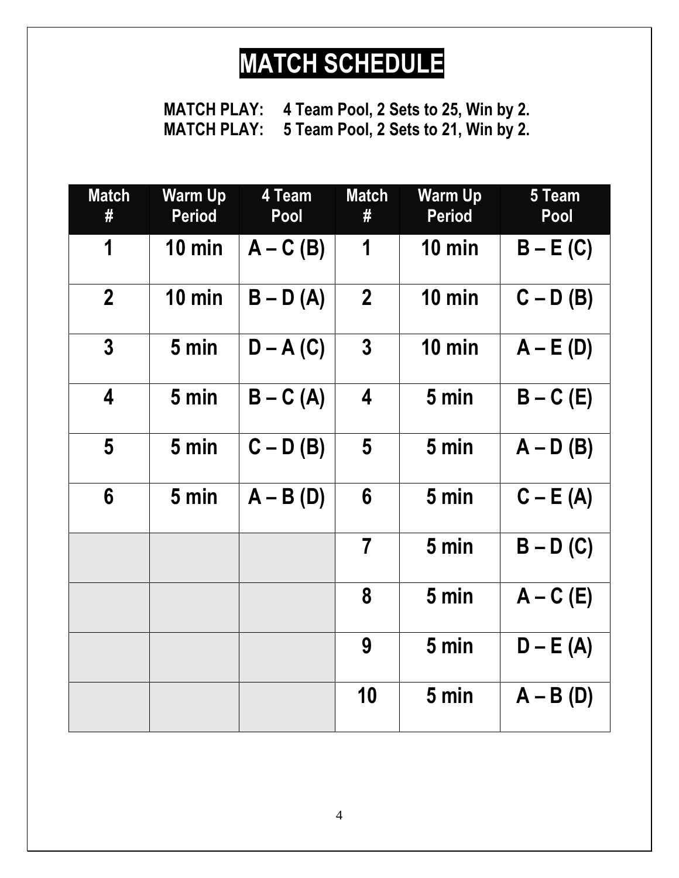# MATCH SCHEDULE

**MATCH PLAY: 4 Team Pool, 2 Sets to 25, Win by 2.**
**MATCH PLAY: 5 Team Pool, 2 Sets to 21, Win by 2.**

| Match # | Warm Up Period | 4 Team Pool | Match # | Warm Up Period | 5 Team Pool |
|---|---|---|---|---|---|
| 1 | 10 min | A – C (B) | 1 | 10 min | B – E (C) |
| 2 | 10 min | B – D (A) | 2 | 10 min | C – D (B) |
| 3 | 5 min | D – A (C) | 3 | 10 min | A – E (D) |
| 4 | 5 min | B – C (A) | 4 | 5 min | B – C (E) |
| 5 | 5 min | C – D (B) | 5 | 5 min | A – D (B) |
| 6 | 5 min | A – B (D) | 6 | 5 min | C – E (A) |
| | | | 7 | 5 min | B – D (C) |
| | | | 8 | 5 min | A – C (E) |
| | | | 9 | 5 min | D – E (A) |
| | | | 10 | 5 min | A – B (D) |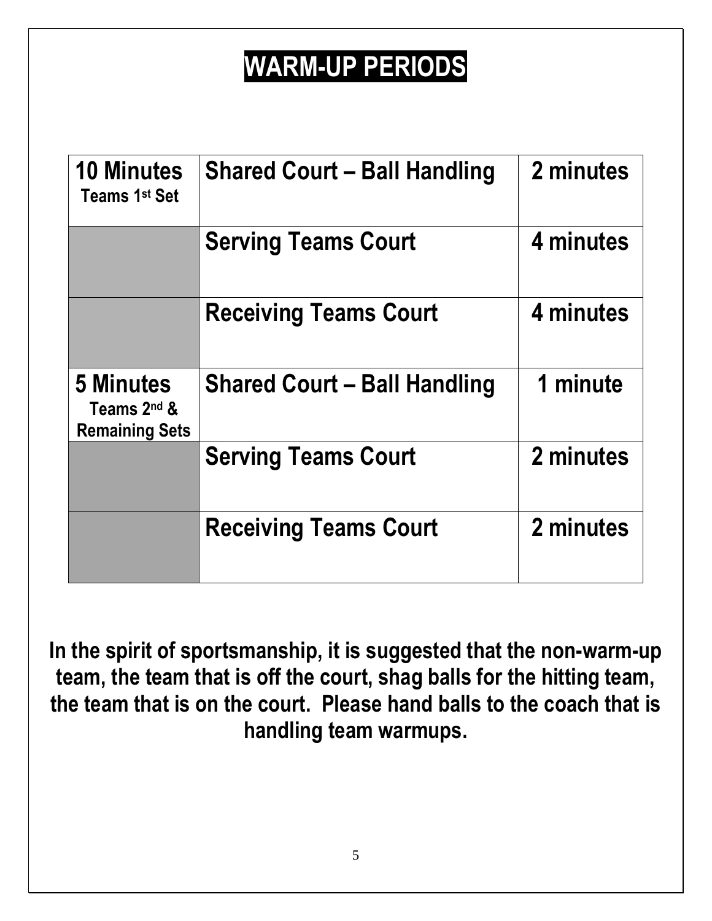# WARM-UP PERIODS

| | | |
|---|---|---|
| **10 Minutes** Teams 1st Set | **Shared Court – Ball Handling** | **2 minutes** |
| | **Serving Teams Court** | **4 minutes** |
| | **Receiving Teams Court** | **4 minutes** |
| **5 Minutes** Teams 2nd & Remaining Sets | **Shared Court – Ball Handling** | **1 minute** |
| | **Serving Teams Court** | **2 minutes** |
| | **Receiving Teams Court** | **2 minutes** |

**In the spirit of sportsmanship, it is suggested that the non-warm-up team, the team that is off the court, shag balls for the hitting team, the team that is on the court. Please hand balls to the coach that is handling team warmups.**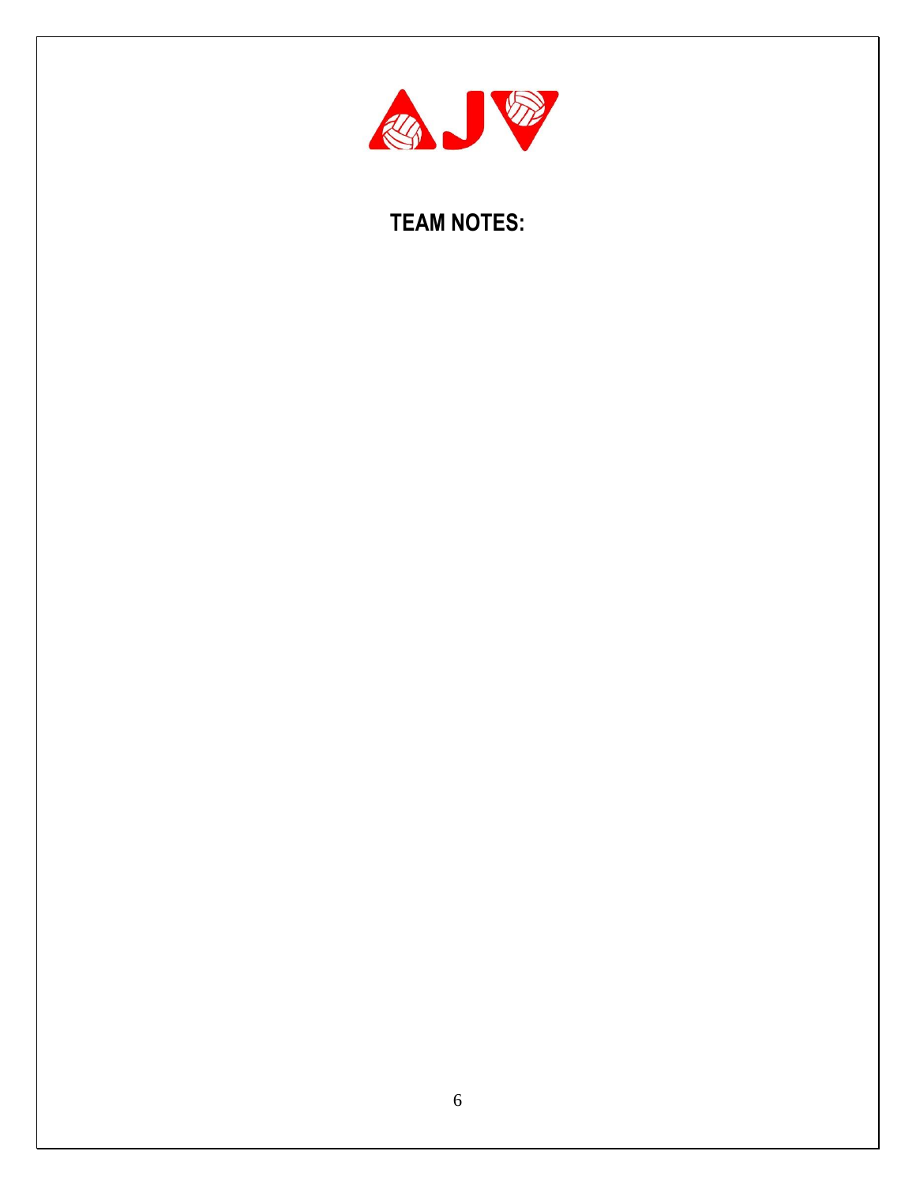# TEAM NOTES: